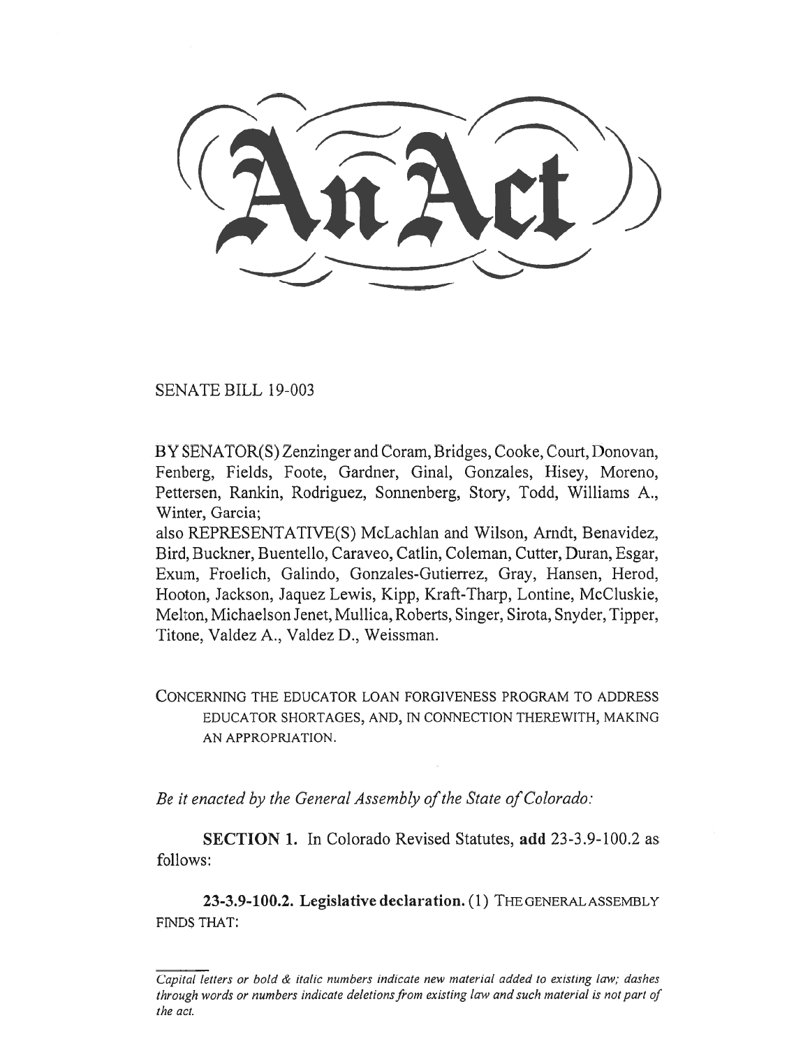# An Act

SENATE BILL 19-003

BY SENATOR(S) Zenzinger and Coram, Bridges, Cooke, Court, Donovan, Fenberg, Fields, Foote, Gardner, Ginal, Gonzales, Hisey, Moreno, Pettersen, Rankin, Rodriguez, Sonnenberg, Story, Todd, Williams A., Winter, Garcia;
also REPRESENTATIVE(S) McLachlan and Wilson, Arndt, Benavidez, Bird, Buckner, Buentello, Caraveo, Catlin, Coleman, Cutter, Duran, Esgar, Exum, Froelich, Galindo, Gonzales-Gutierrez, Gray, Hansen, Herod, Hooton, Jackson, Jaquez Lewis, Kipp, Kraft-Tharp, Lontine, McCluskie, Melton, Michaelson Jenet, Mullica, Roberts, Singer, Sirota, Snyder, Tipper, Titone, Valdez A., Valdez D., Weissman.

CONCERNING THE EDUCATOR LOAN FORGIVENESS PROGRAM TO ADDRESS EDUCATOR SHORTAGES, AND, IN CONNECTION THEREWITH, MAKING AN APPROPRIATION.

*Be it enacted by the General Assembly of the State of Colorado:*

**SECTION 1.** In Colorado Revised Statutes, **add** 23-3.9-100.2 as follows:

**23-3.9-100.2. Legislative declaration.** (1) THE GENERAL ASSEMBLY FINDS THAT:

*Capital letters or bold & italic numbers indicate new material added to existing law; dashes through words or numbers indicate deletions from existing law and such material is not part of the act.*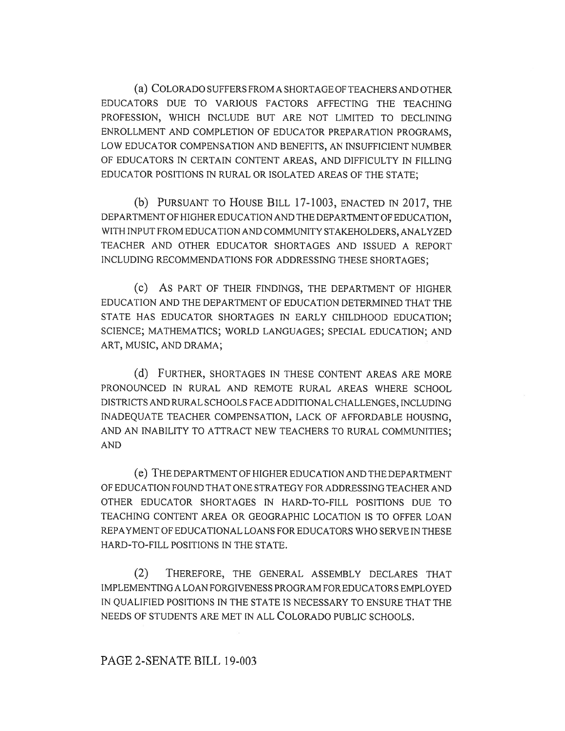(a) COLORADO SUFFERS FROM A SHORTAGE OF TEACHERS AND OTHER EDUCATORS DUE TO VARIOUS FACTORS AFFECTING THE TEACHING PROFESSION, WHICH INCLUDE BUT ARE NOT LIMITED TO DECLINING ENROLLMENT AND COMPLETION OF EDUCATOR PREPARATION PROGRAMS, LOW EDUCATOR COMPENSATION AND BENEFITS, AN INSUFFICIENT NUMBER OF EDUCATORS IN CERTAIN CONTENT AREAS, AND DIFFICULTY IN FILLING EDUCATOR POSITIONS IN RURAL OR ISOLATED AREAS OF THE STATE;

(b) PURSUANT TO HOUSE BILL 17-1003, ENACTED IN 2017, THE DEPARTMENT OF HIGHER EDUCATION AND THE DEPARTMENT OF EDUCATION, WITH INPUT FROM EDUCATION AND COMMUNITY STAKEHOLDERS, ANALYZED TEACHER AND OTHER EDUCATOR SHORTAGES AND ISSUED A REPORT INCLUDING RECOMMENDATIONS FOR ADDRESSING THESE SHORTAGES;

(c) AS PART OF THEIR FINDINGS, THE DEPARTMENT OF HIGHER EDUCATION AND THE DEPARTMENT OF EDUCATION DETERMINED THAT THE STATE HAS EDUCATOR SHORTAGES IN EARLY CHILDHOOD EDUCATION; SCIENCE; MATHEMATICS; WORLD LANGUAGES; SPECIAL EDUCATION; AND ART, MUSIC, AND DRAMA;

(d) FURTHER, SHORTAGES IN THESE CONTENT AREAS ARE MORE PRONOUNCED IN RURAL AND REMOTE RURAL AREAS WHERE SCHOOL DISTRICTS AND RURAL SCHOOLS FACE ADDITIONAL CHALLENGES, INCLUDING INADEQUATE TEACHER COMPENSATION, LACK OF AFFORDABLE HOUSING, AND AN INABILITY TO ATTRACT NEW TEACHERS TO RURAL COMMUNITIES; AND

(e) THE DEPARTMENT OF HIGHER EDUCATION AND THE DEPARTMENT OF EDUCATION FOUND THAT ONE STRATEGY FOR ADDRESSING TEACHER AND OTHER EDUCATOR SHORTAGES IN HARD-TO-FILL POSITIONS DUE TO TEACHING CONTENT AREA OR GEOGRAPHIC LOCATION IS TO OFFER LOAN REPAYMENT OF EDUCATIONAL LOANS FOR EDUCATORS WHO SERVE IN THESE HARD-TO-FILL POSITIONS IN THE STATE.

(2) THEREFORE, THE GENERAL ASSEMBLY DECLARES THAT IMPLEMENTING A LOAN FORGIVENESS PROGRAM FOR EDUCATORS EMPLOYED IN QUALIFIED POSITIONS IN THE STATE IS NECESSARY TO ENSURE THAT THE NEEDS OF STUDENTS ARE MET IN ALL COLORADO PUBLIC SCHOOLS.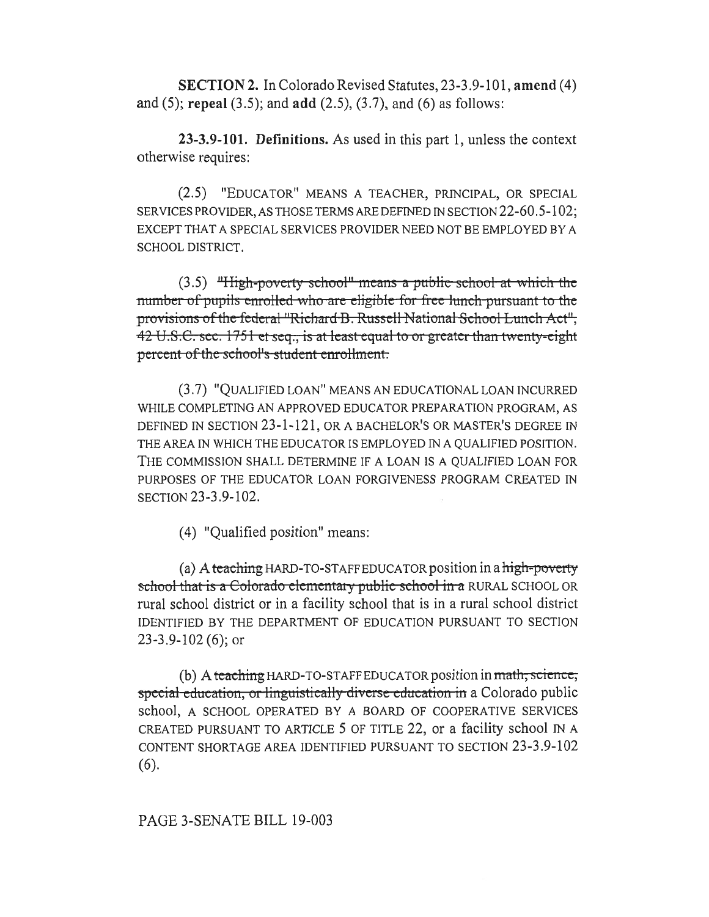**SECTION 2.** In Colorado Revised Statutes, 23-3.9-101, **amend** (4) and (5); **repeal** (3.5); and **add** (2.5), (3.7), and (6) as follows:

**23-3.9-101. Definitions.** As used in this part 1, unless the context otherwise requires:

(2.5) "EDUCATOR" MEANS A TEACHER, PRINCIPAL, OR SPECIAL SERVICES PROVIDER, AS THOSE TERMS ARE DEFINED IN SECTION 22-60.5-102; EXCEPT THAT A SPECIAL SERVICES PROVIDER NEED NOT BE EMPLOYED BY A SCHOOL DISTRICT.

(3.5) ~~"High-poverty school" means a public school at which the number of pupils enrolled who are eligible for free lunch pursuant to the provisions of the federal "Richard B. Russell National School Lunch Act", 42 U.S.C. sec. 1751 et seq., is at least equal to or greater than twenty-eight percent of the school's student enrollment.~~

(3.7) "QUALIFIED LOAN" MEANS AN EDUCATIONAL LOAN INCURRED WHILE COMPLETING AN APPROVED EDUCATOR PREPARATION PROGRAM, AS DEFINED IN SECTION 23-1-121, OR A BACHELOR'S OR MASTER'S DEGREE IN THE AREA IN WHICH THE EDUCATOR IS EMPLOYED IN A QUALIFIED POSITION. THE COMMISSION SHALL DETERMINE IF A LOAN IS A QUALIFIED LOAN FOR PURPOSES OF THE EDUCATOR LOAN FORGIVENESS PROGRAM CREATED IN SECTION 23-3.9-102.

(4) "Qualified position" means:

(a) A ~~teaching~~ HARD-TO-STAFF EDUCATOR position in a ~~high-poverty school that is a Colorado elementary public school in a~~ RURAL SCHOOL OR rural school district or in a facility school that is in a rural school district IDENTIFIED BY THE DEPARTMENT OF EDUCATION PURSUANT TO SECTION 23-3.9-102 (6); or

(b) A ~~teaching~~ HARD-TO-STAFF EDUCATOR position in ~~math, science, special education, or linguistically diverse education in~~ a Colorado public school, A SCHOOL OPERATED BY A BOARD OF COOPERATIVE SERVICES CREATED PURSUANT TO ARTICLE 5 OF TITLE 22, or a facility school IN A CONTENT SHORTAGE AREA IDENTIFIED PURSUANT TO SECTION 23-3.9-102 (6).

PAGE 3-SENATE BILL 19-003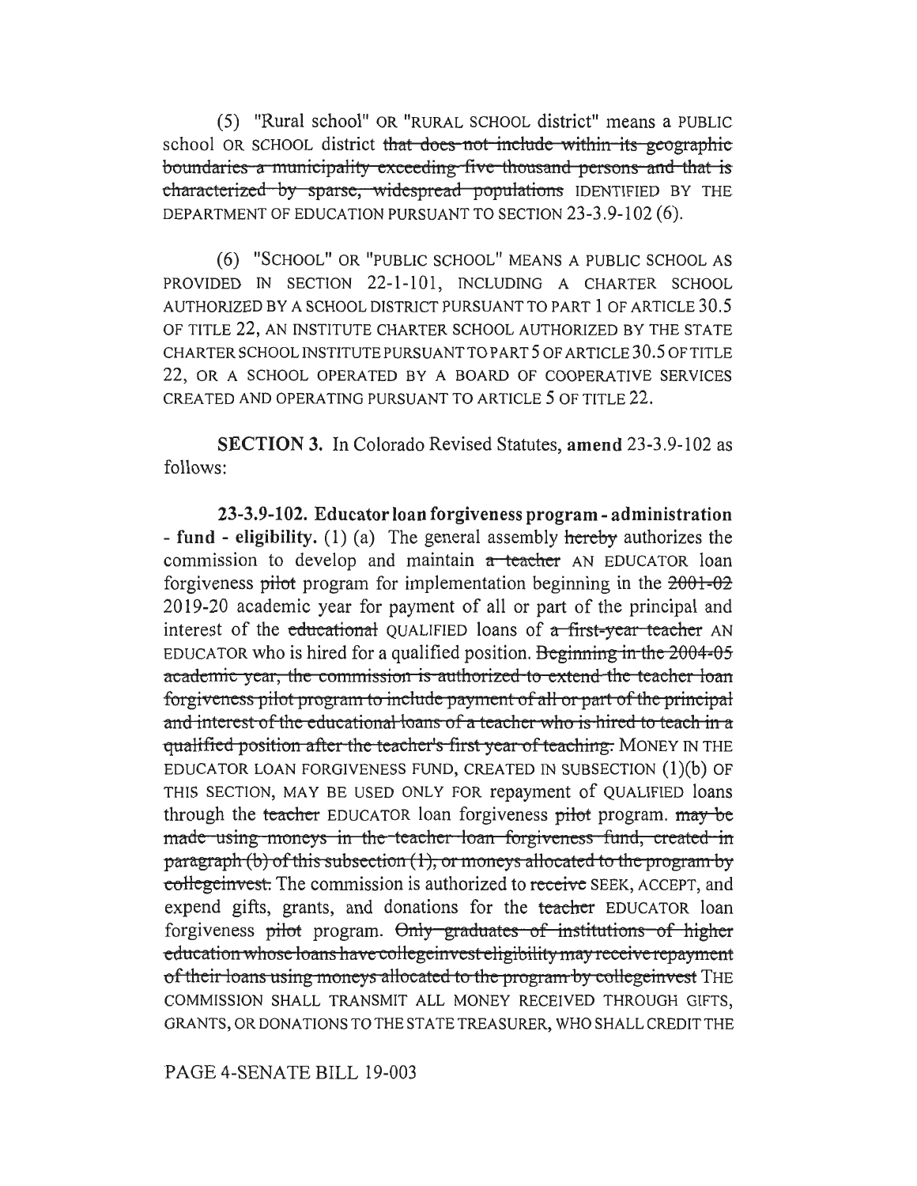(5) "Rural school" OR "RURAL SCHOOL district" means a PUBLIC school OR SCHOOL district ~~that does not include within its geographic boundaries a municipality exceeding five thousand persons and that is characterized by sparse, widespread populations~~ IDENTIFIED BY THE DEPARTMENT OF EDUCATION PURSUANT TO SECTION 23-3.9-102 (6).

(6) "SCHOOL" OR "PUBLIC SCHOOL" MEANS A PUBLIC SCHOOL AS PROVIDED IN SECTION 22-1-101, INCLUDING A CHARTER SCHOOL AUTHORIZED BY A SCHOOL DISTRICT PURSUANT TO PART 1 OF ARTICLE 30.5 OF TITLE 22, AN INSTITUTE CHARTER SCHOOL AUTHORIZED BY THE STATE CHARTER SCHOOL INSTITUTE PURSUANT TO PART 5 OF ARTICLE 30.5 OF TITLE 22, OR A SCHOOL OPERATED BY A BOARD OF COOPERATIVE SERVICES CREATED AND OPERATING PURSUANT TO ARTICLE 5 OF TITLE 22.

**SECTION 3.** In Colorado Revised Statutes, **amend** 23-3.9-102 as follows:

**23-3.9-102. Educator loan forgiveness program - administration - fund - eligibility.** (1) (a) The general assembly ~~hereby~~ authorizes the commission to develop and maintain ~~a teacher~~ AN EDUCATOR loan forgiveness ~~pilot~~ program for implementation beginning in the ~~2001-02~~ 2019-20 academic year for payment of all or part of the principal and interest of the ~~educational~~ QUALIFIED loans of ~~a first-year teacher~~ AN EDUCATOR who is hired for a qualified position. ~~Beginning in the 2004-05 academic year, the commission is authorized to extend the teacher loan forgiveness pilot program to include payment of all or part of the principal and interest of the educational loans of a teacher who is hired to teach in a qualified position after the teacher's first year of teaching.~~ MONEY IN THE EDUCATOR LOAN FORGIVENESS FUND, CREATED IN SUBSECTION (1)(b) OF THIS SECTION, MAY BE USED ONLY FOR repayment of QUALIFIED loans through the ~~teacher~~ EDUCATOR loan forgiveness ~~pilot~~ program. ~~may be made using moneys in the teacher loan forgiveness fund, created in paragraph (b) of this subsection (1), or moneys allocated to the program by collegeinvest.~~ The commission is authorized to ~~receive~~ SEEK, ACCEPT, and expend gifts, grants, and donations for the ~~teacher~~ EDUCATOR loan forgiveness ~~pilot~~ program. ~~Only graduates of institutions of higher education whose loans have collegeinvest eligibility may receive repayment of their loans using moneys allocated to the program by collegeinvest~~ THE COMMISSION SHALL TRANSMIT ALL MONEY RECEIVED THROUGH GIFTS, GRANTS, OR DONATIONS TO THE STATE TREASURER, WHO SHALL CREDIT THE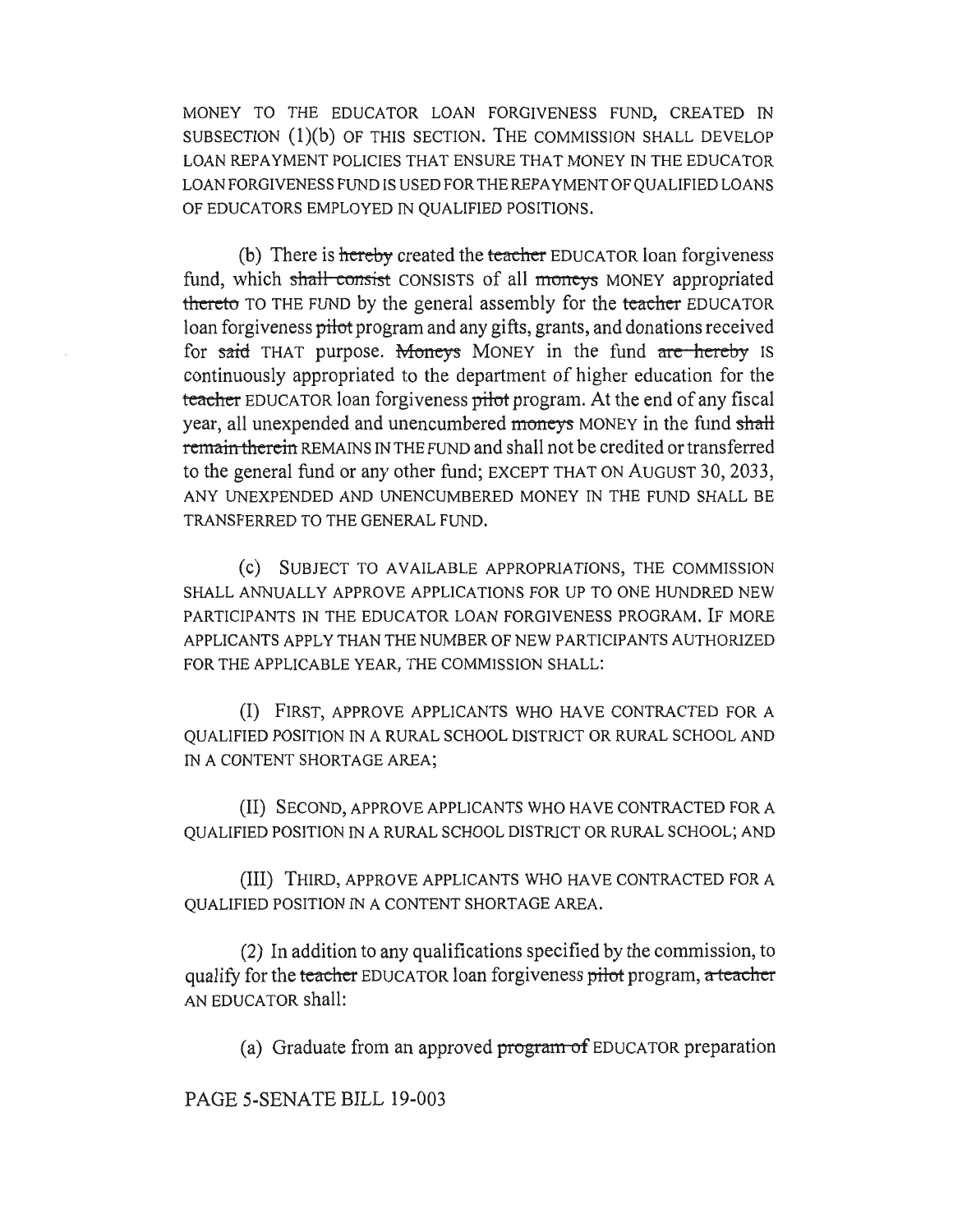MONEY TO THE EDUCATOR LOAN FORGIVENESS FUND, CREATED IN SUBSECTION (1)(b) OF THIS SECTION. THE COMMISSION SHALL DEVELOP LOAN REPAYMENT POLICIES THAT ENSURE THAT MONEY IN THE EDUCATOR LOAN FORGIVENESS FUND IS USED FOR THE REPAYMENT OF QUALIFIED LOANS OF EDUCATORS EMPLOYED IN QUALIFIED POSITIONS.

(b) There is ~~hereby~~ created the ~~teacher~~ EDUCATOR loan forgiveness fund, which ~~shall consist~~ CONSISTS of all ~~moneys~~ MONEY appropriated ~~thereto~~ TO THE FUND by the general assembly for the ~~teacher~~ EDUCATOR loan forgiveness ~~pilot~~ program and any gifts, grants, and donations received for ~~said~~ THAT purpose. ~~Moneys~~ MONEY in the fund ~~are hereby~~ IS continuously appropriated to the department of higher education for the ~~teacher~~ EDUCATOR loan forgiveness ~~pilot~~ program. At the end of any fiscal year, all unexpended and unencumbered ~~moneys~~ MONEY in the fund ~~shall remain therein~~ REMAINS IN THE FUND and shall not be credited or transferred to the general fund or any other fund; EXCEPT THAT ON AUGUST 30, 2033, ANY UNEXPENDED AND UNENCUMBERED MONEY IN THE FUND SHALL BE TRANSFERRED TO THE GENERAL FUND.

(c) SUBJECT TO AVAILABLE APPROPRIATIONS, THE COMMISSION SHALL ANNUALLY APPROVE APPLICATIONS FOR UP TO ONE HUNDRED NEW PARTICIPANTS IN THE EDUCATOR LOAN FORGIVENESS PROGRAM. IF MORE APPLICANTS APPLY THAN THE NUMBER OF NEW PARTICIPANTS AUTHORIZED FOR THE APPLICABLE YEAR, THE COMMISSION SHALL:

(I) FIRST, APPROVE APPLICANTS WHO HAVE CONTRACTED FOR A QUALIFIED POSITION IN A RURAL SCHOOL DISTRICT OR RURAL SCHOOL AND IN A CONTENT SHORTAGE AREA;

(II) SECOND, APPROVE APPLICANTS WHO HAVE CONTRACTED FOR A QUALIFIED POSITION IN A RURAL SCHOOL DISTRICT OR RURAL SCHOOL; AND

(III) THIRD, APPROVE APPLICANTS WHO HAVE CONTRACTED FOR A QUALIFIED POSITION IN A CONTENT SHORTAGE AREA.

(2) In addition to any qualifications specified by the commission, to qualify for the ~~teacher~~ EDUCATOR loan forgiveness ~~pilot~~ program, ~~a teacher~~ AN EDUCATOR shall:

(a) Graduate from an approved ~~program of~~ EDUCATOR preparation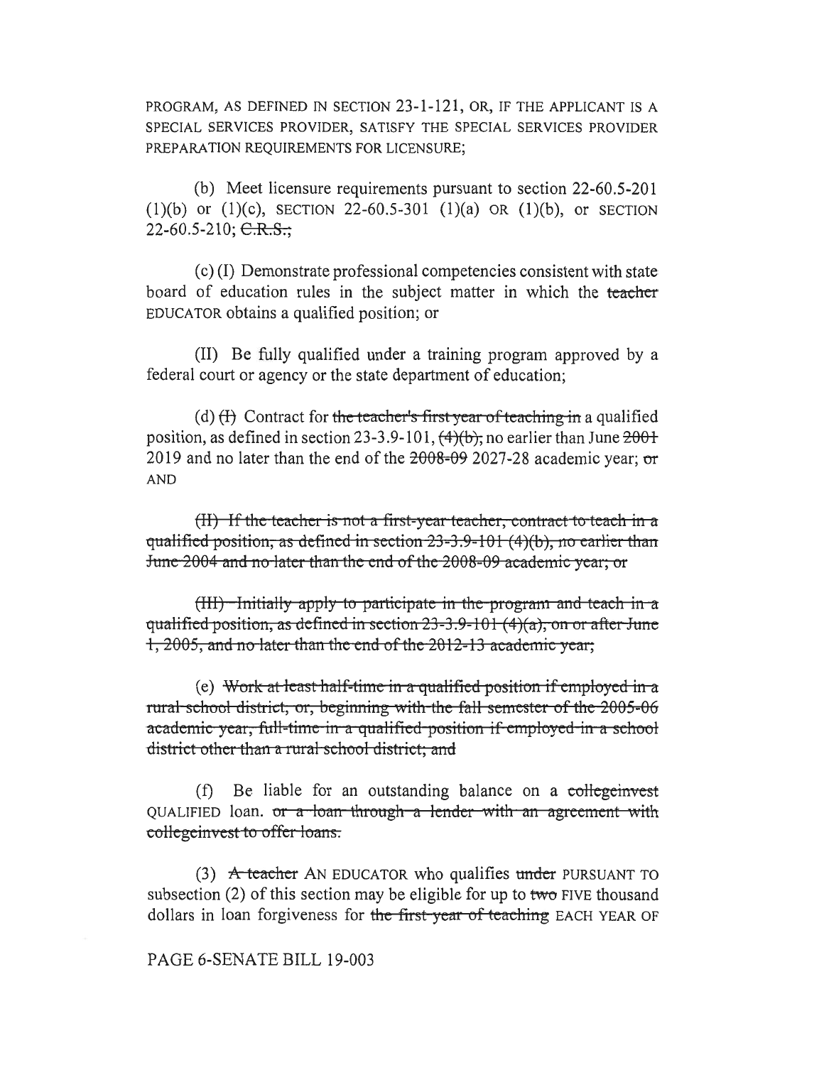PROGRAM, AS DEFINED IN SECTION 23-1-121, OR, IF THE APPLICANT IS A SPECIAL SERVICES PROVIDER, SATISFY THE SPECIAL SERVICES PROVIDER PREPARATION REQUIREMENTS FOR LICENSURE;

(b) Meet licensure requirements pursuant to section 22-60.5-201 (1)(b) or (1)(c), SECTION 22-60.5-301 (1)(a) OR (1)(b), or SECTION 22-60.5-210; ~~C.R.S.;~~

(c) (I) Demonstrate professional competencies consistent with state board of education rules in the subject matter in which the ~~teacher~~ EDUCATOR obtains a qualified position; or

(II) Be fully qualified under a training program approved by a federal court or agency or the state department of education;

(d) ~~(I)~~ Contract for ~~the teacher's first year of teaching in~~ a qualified position, as defined in section 23-3.9-101, ~~(4)(b),~~ no earlier than June ~~2001~~ 2019 and no later than the end of the ~~2008-09~~ 2027-28 academic year; ~~or~~ AND

~~(II) If the teacher is not a first-year teacher, contract to teach in a qualified position, as defined in section 23-3.9-101 (4)(b), no earlier than June 2004 and no later than the end of the 2008-09 academic year; or~~

~~(III) Initially apply to participate in the program and teach in a qualified position, as defined in section 23-3.9-101 (4)(a), on or after June 1, 2005, and no later than the end of the 2012-13 academic year;~~

(e) ~~Work at least half-time in a qualified position if employed in a rural school district, or, beginning with the fall semester of the 2005-06 academic year, full-time in a qualified position if employed in a school district other than a rural school district; and~~

(f) Be liable for an outstanding balance on a ~~collegeinvest~~ QUALIFIED loan. ~~or a loan through a lender with an agreement with collegeinvest to offer loans.~~

(3) ~~A teacher~~ AN EDUCATOR who qualifies ~~under~~ PURSUANT TO subsection (2) of this section may be eligible for up to ~~two~~ FIVE thousand dollars in loan forgiveness for ~~the first year of teaching~~ EACH YEAR OF

PAGE 6-SENATE BILL 19-003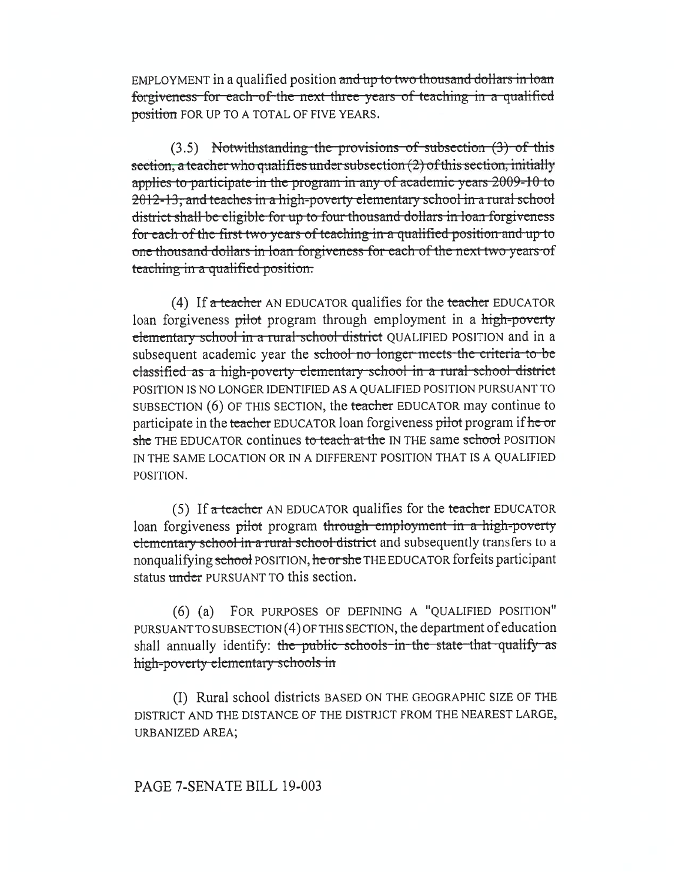EMPLOYMENT in a qualified position ~~and up to two thousand dollars in loan forgiveness for each of the next three years of teaching in a qualified position~~ FOR UP TO A TOTAL OF FIVE YEARS.

(3.5) ~~Notwithstanding the provisions of subsection (3) of this section, a teacher who qualifies under subsection (2) of this section, initially applies to participate in the program in any of academic years 2009-10 to 2012-13, and teaches in a high-poverty elementary school in a rural school district shall be eligible for up to four thousand dollars in loan forgiveness for each of the first two years of teaching in a qualified position and up to one thousand dollars in loan forgiveness for each of the next two years of teaching in a qualified position.~~

(4) If ~~a teacher~~ AN EDUCATOR qualifies for the ~~teacher~~ EDUCATOR loan forgiveness ~~pilot~~ program through employment in a ~~high-poverty elementary school in a rural school district~~ QUALIFIED POSITION and in a subsequent academic year the ~~school no longer meets the criteria to be classified as a high-poverty elementary school in a rural school district~~ POSITION IS NO LONGER IDENTIFIED AS A QUALIFIED POSITION PURSUANT TO SUBSECTION (6) OF THIS SECTION, the ~~teacher~~ EDUCATOR may continue to participate in the ~~teacher~~ EDUCATOR loan forgiveness ~~pilot~~ program if ~~he or she~~ THE EDUCATOR continues ~~to teach at the~~ IN THE same ~~school~~ POSITION IN THE SAME LOCATION OR IN A DIFFERENT POSITION THAT IS A QUALIFIED POSITION.

(5) If ~~a teacher~~ AN EDUCATOR qualifies for the ~~teacher~~ EDUCATOR loan forgiveness ~~pilot~~ program ~~through employment in a high-poverty elementary school in a rural school district~~ and subsequently transfers to a nonqualifying ~~school~~ POSITION, ~~he or she~~ THE EDUCATOR forfeits participant status ~~under~~ PURSUANT TO this section.

(6) (a) FOR PURPOSES OF DEFINING A "QUALIFIED POSITION" PURSUANT TO SUBSECTION (4) OF THIS SECTION, the department of education shall annually identify: ~~the public schools in the state that qualify as high-poverty elementary schools in~~

(I) Rural school districts BASED ON THE GEOGRAPHIC SIZE OF THE DISTRICT AND THE DISTANCE OF THE DISTRICT FROM THE NEAREST LARGE, URBANIZED AREA;

PAGE 7-SENATE BILL 19-003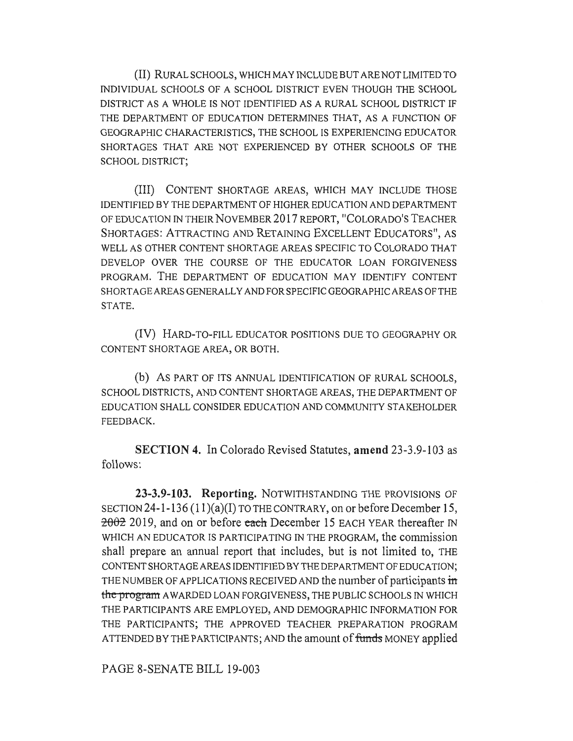(II) RURAL SCHOOLS, WHICH MAY INCLUDE BUT ARE NOT LIMITED TO INDIVIDUAL SCHOOLS OF A SCHOOL DISTRICT EVEN THOUGH THE SCHOOL DISTRICT AS A WHOLE IS NOT IDENTIFIED AS A RURAL SCHOOL DISTRICT IF THE DEPARTMENT OF EDUCATION DETERMINES THAT, AS A FUNCTION OF GEOGRAPHIC CHARACTERISTICS, THE SCHOOL IS EXPERIENCING EDUCATOR SHORTAGES THAT ARE NOT EXPERIENCED BY OTHER SCHOOLS OF THE SCHOOL DISTRICT;

(III) CONTENT SHORTAGE AREAS, WHICH MAY INCLUDE THOSE IDENTIFIED BY THE DEPARTMENT OF HIGHER EDUCATION AND DEPARTMENT OF EDUCATION IN THEIR NOVEMBER 2017 REPORT, "COLORADO'S TEACHER SHORTAGES: ATTRACTING AND RETAINING EXCELLENT EDUCATORS", AS WELL AS OTHER CONTENT SHORTAGE AREAS SPECIFIC TO COLORADO THAT DEVELOP OVER THE COURSE OF THE EDUCATOR LOAN FORGIVENESS PROGRAM. THE DEPARTMENT OF EDUCATION MAY IDENTIFY CONTENT SHORTAGE AREAS GENERALLY AND FOR SPECIFIC GEOGRAPHIC AREAS OF THE STATE.

(IV) HARD-TO-FILL EDUCATOR POSITIONS DUE TO GEOGRAPHY OR CONTENT SHORTAGE AREA, OR BOTH.

(b) AS PART OF ITS ANNUAL IDENTIFICATION OF RURAL SCHOOLS, SCHOOL DISTRICTS, AND CONTENT SHORTAGE AREAS, THE DEPARTMENT OF EDUCATION SHALL CONSIDER EDUCATION AND COMMUNITY STAKEHOLDER FEEDBACK.

**SECTION 4.** In Colorado Revised Statutes, **amend** 23-3.9-103 as follows:

**23-3.9-103. Reporting.** NOTWITHSTANDING THE PROVISIONS OF SECTION 24-1-136 (11)(a)(I) TO THE CONTRARY, on or before December 15, ~~2002~~ 2019, and on or before ~~each~~ December 15 EACH YEAR thereafter IN WHICH AN EDUCATOR IS PARTICIPATING IN THE PROGRAM, the commission shall prepare an annual report that includes, but is not limited to, THE CONTENT SHORTAGE AREAS IDENTIFIED BY THE DEPARTMENT OF EDUCATION; THE NUMBER OF APPLICATIONS RECEIVED AND the number of participants ~~in the program~~ AWARDED LOAN FORGIVENESS, THE PUBLIC SCHOOLS IN WHICH THE PARTICIPANTS ARE EMPLOYED, AND DEMOGRAPHIC INFORMATION FOR THE PARTICIPANTS; THE APPROVED TEACHER PREPARATION PROGRAM ATTENDED BY THE PARTICIPANTS; AND the amount of ~~funds~~ MONEY applied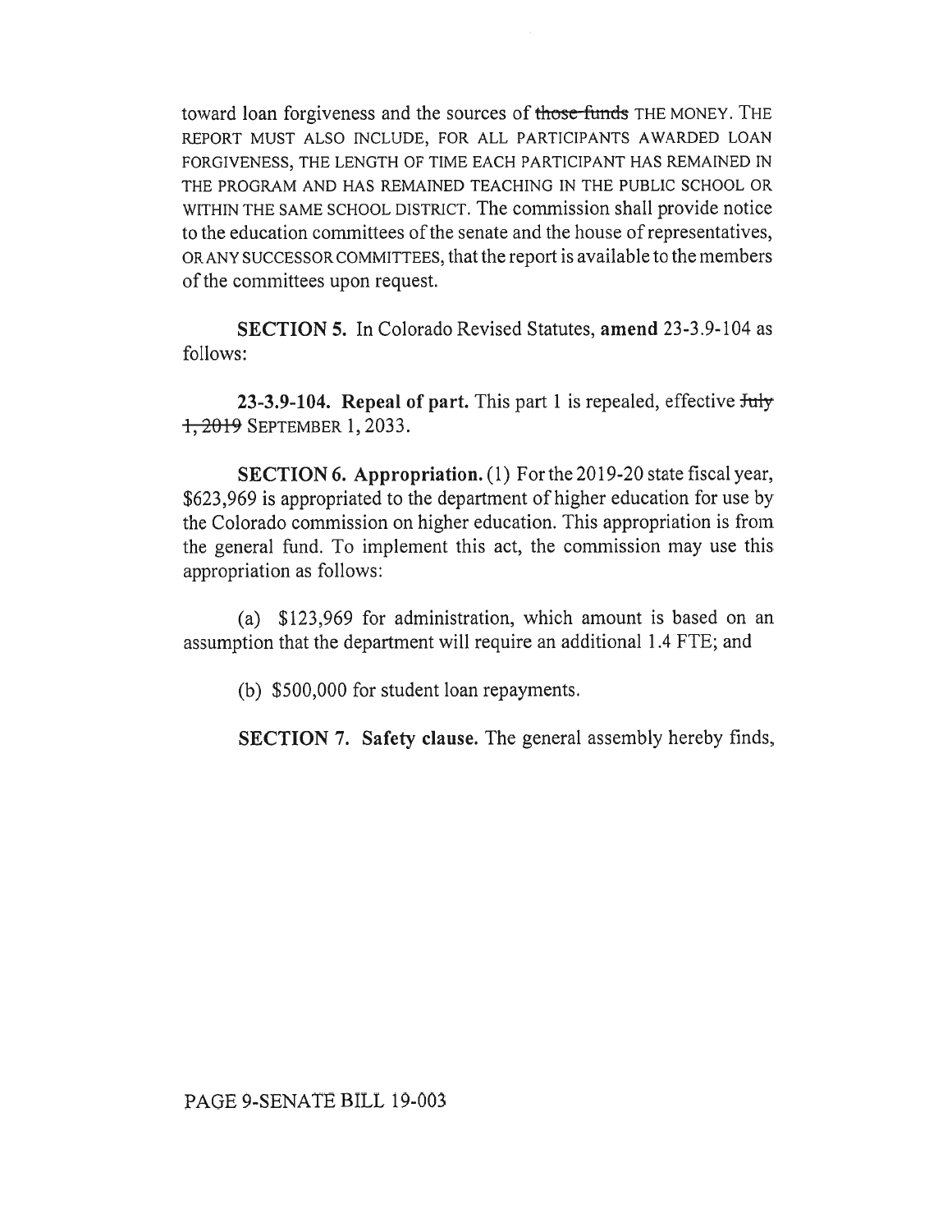toward loan forgiveness and the sources of ~~those funds~~ THE MONEY. THE REPORT MUST ALSO INCLUDE, FOR ALL PARTICIPANTS AWARDED LOAN FORGIVENESS, THE LENGTH OF TIME EACH PARTICIPANT HAS REMAINED IN THE PROGRAM AND HAS REMAINED TEACHING IN THE PUBLIC SCHOOL OR WITHIN THE SAME SCHOOL DISTRICT. The commission shall provide notice to the education committees of the senate and the house of representatives, OR ANY SUCCESSOR COMMITTEES, that the report is available to the members of the committees upon request.

**SECTION 5.** In Colorado Revised Statutes, **amend** 23-3.9-104 as follows:

**23-3.9-104. Repeal of part.** This part 1 is repealed, effective ~~July 1, 2019~~ SEPTEMBER 1, 2033.

**SECTION 6. Appropriation.** (1) For the 2019-20 state fiscal year, $623,969 is appropriated to the department of higher education for use by the Colorado commission on higher education. This appropriation is from the general fund. To implement this act, the commission may use this appropriation as follows:

(a) $123,969 for administration, which amount is based on an assumption that the department will require an additional 1.4 FTE; and

(b) $500,000 for student loan repayments.

**SECTION 7. Safety clause.** The general assembly hereby finds,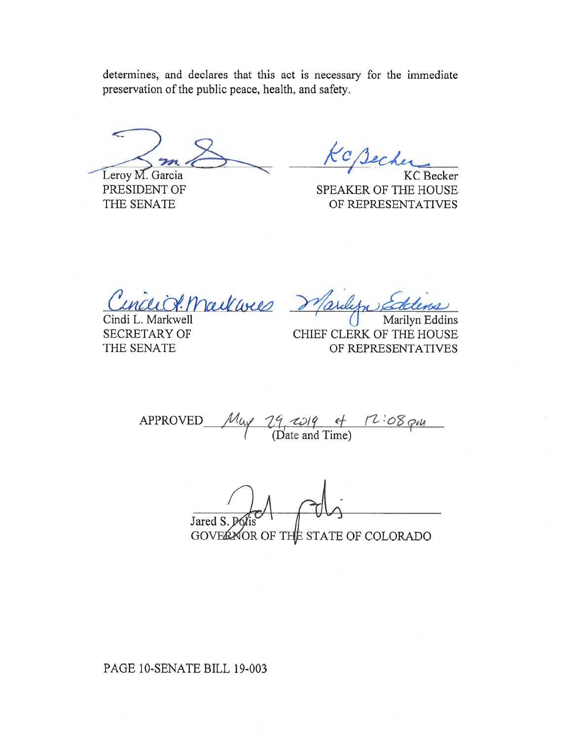determines, and declares that this act is necessary for the immediate preservation of the public peace, health, and safety.

Leroy M. Garcia
PRESIDENT OF
THE SENATE

KC Becker
SPEAKER OF THE HOUSE
OF REPRESENTATIVES

Cindi L. Markwell
SECRETARY OF
THE SENATE

Marilyn Eddins
CHIEF CLERK OF THE HOUSE
OF REPRESENTATIVES

APPROVED May 29, 2019 at 12:08 pm
(Date and Time)

Jared S. Polis
GOVERNOR OF THE STATE OF COLORADO

PAGE 10-SENATE BILL 19-003